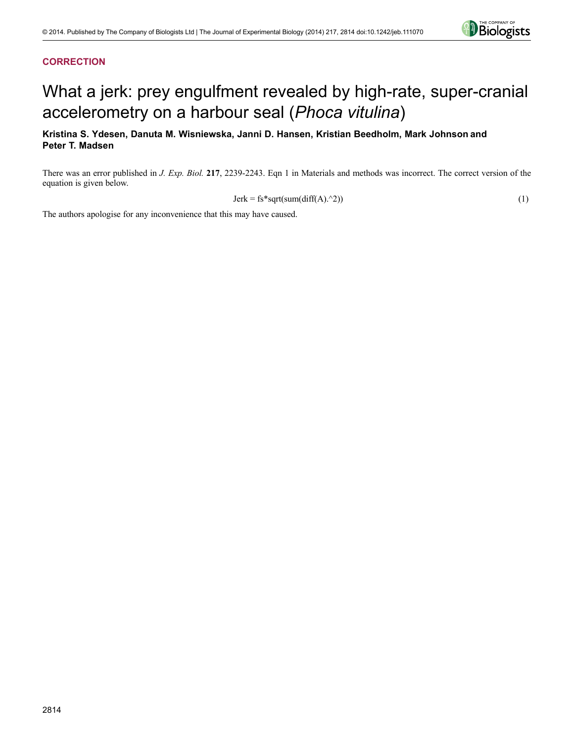**CORRECTION**

# What a jerk: prey engulfment revealed by high-rate, super-cranial accelerometry on a harbour seal (*Phoca vitulina*)

**Kristina S. Ydesen, Danuta M. Wisniewska, Janni D. Hansen, Kristian Beedholm, Mark Johnson and Peter T. Madsen**

There was an error published in *J. Exp. Biol.* **217**, 2239-2243. Eqn 1 in Materials and methods was incorrect. The correct version of the equation is given below.

$$\text{Jerk} = \text{fs*sqrt(sum(diff(A).^2))} \tag{1}$$

The authors apologise for any inconvenience that this may have caused.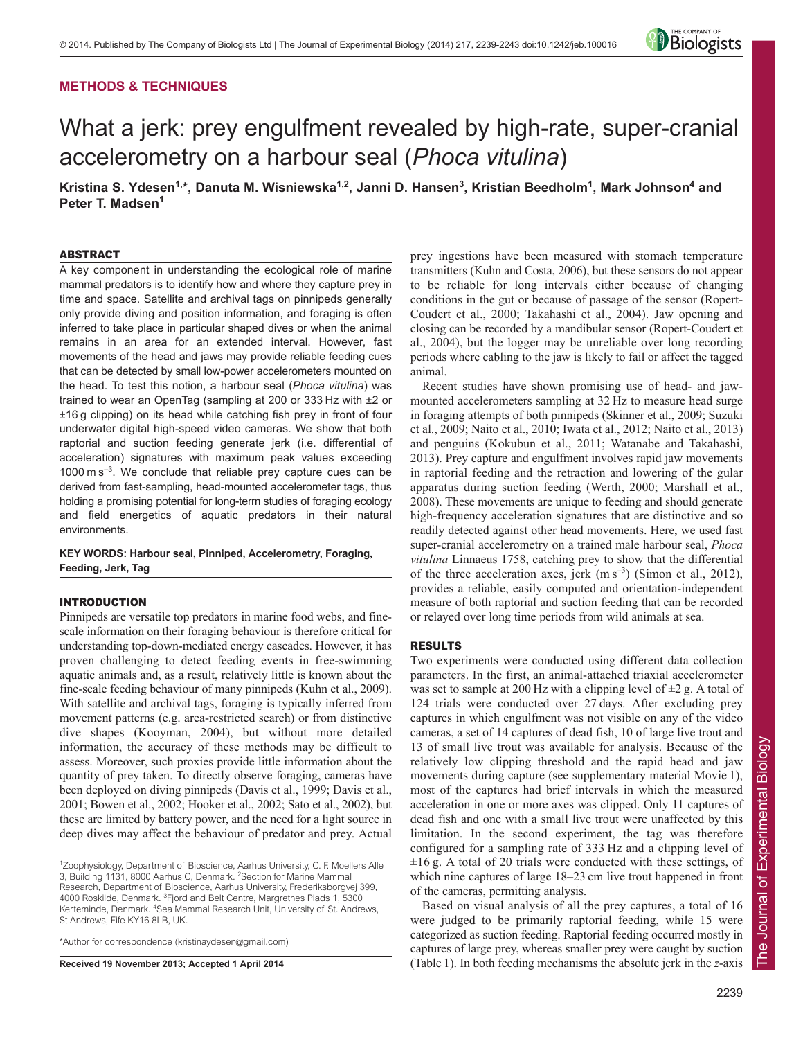## METHODS & TECHNIQUES

# What a jerk: prey engulfment revealed by high-rate, super-cranial accelerometry on a harbour seal (*Phoca vitulina*)

**Kristina S. Ydesen[1,*], Danuta M. Wisniewska[1,2], Janni D. Hansen[3], Kristian Beedholm[1], Mark Johnson[4] and Peter T. Madsen[1]**

## ABSTRACT

A key component in understanding the ecological role of marine mammal predators is to identify how and where they capture prey in time and space. Satellite and archival tags on pinnipeds generally only provide diving and position information, and foraging is often inferred to take place in particular shaped dives or when the animal remains in an area for an extended interval. However, fast movements of the head and jaws may provide reliable feeding cues that can be detected by small low-power accelerometers mounted on the head. To test this notion, a harbour seal (*Phoca vitulina*) was trained to wear an OpenTag (sampling at 200 or 333 Hz with ±2 or ±16 g clipping) on its head while catching fish prey in front of four underwater digital high-speed video cameras. We show that both raptorial and suction feeding generate jerk (i.e. differential of acceleration) signatures with maximum peak values exceeding 1000 m s$^{-3}$. We conclude that reliable prey capture cues can be derived from fast-sampling, head-mounted accelerometer tags, thus holding a promising potential for long-term studies of foraging ecology and field energetics of aquatic predators in their natural environments.

**KEY WORDS: Harbour seal, Pinniped, Accelerometry, Foraging, Feeding, Jerk, Tag**

## INTRODUCTION

Pinnipeds are versatile top predators in marine food webs, and fine-scale information on their foraging behaviour is therefore critical for understanding top-down-mediated energy cascades. However, it has proven challenging to detect feeding events in free-swimming aquatic animals and, as a result, relatively little is known about the fine-scale feeding behaviour of many pinnipeds (Kuhn et al., 2009). With satellite and archival tags, foraging is typically inferred from movement patterns (e.g. area-restricted search) or from distinctive dive shapes (Kooyman, 2004), but without more detailed information, the accuracy of these methods may be difficult to assess. Moreover, such proxies provide little information about the quantity of prey taken. To directly observe foraging, cameras have been deployed on diving pinnipeds (Davis et al., 1999; Davis et al., 2001; Bowen et al., 2002; Hooker et al., 2002; Sato et al., 2002), but these are limited by battery power, and the need for a light source in deep dives may affect the behaviour of predator and prey. Actual prey ingestions have been measured with stomach temperature transmitters (Kuhn and Costa, 2006), but these sensors do not appear to be reliable for long intervals either because of changing conditions in the gut or because of passage of the sensor (Ropert-Coudert et al., 2000; Takahashi et al., 2004). Jaw opening and closing can be recorded by a mandibular sensor (Ropert-Coudert et al., 2004), but the logger may be unreliable over long recording periods where cabling to the jaw is likely to fail or affect the tagged animal.

Recent studies have shown promising use of head- and jaw-mounted accelerometers sampling at 32 Hz to measure head surge in foraging attempts of both pinnipeds (Skinner et al., 2009; Suzuki et al., 2009; Naito et al., 2010; Iwata et al., 2012; Naito et al., 2013) and penguins (Kokubun et al., 2011; Watanabe and Takahashi, 2013). Prey capture and engulfment involves rapid jaw movements in raptorial feeding and the retraction and lowering of the gular apparatus during suction feeding (Werth, 2000; Marshall et al., 2008). These movements are unique to feeding and should generate high-frequency acceleration signatures that are distinctive and so readily detected against other head movements. Here, we used fast super-cranial accelerometry on a trained male harbour seal, *Phoca vitulina* Linnaeus 1758, catching prey to show that the differential of the three acceleration axes, jerk (m s$^{-3}$) (Simon et al., 2012), provides a reliable, easily computed and orientation-independent measure of both raptorial and suction feeding that can be recorded or relayed over long time periods from wild animals at sea.

## RESULTS

Two experiments were conducted using different data collection parameters. In the first, an animal-attached triaxial accelerometer was set to sample at 200 Hz with a clipping level of ±2 g. A total of 124 trials were conducted over 27 days. After excluding prey captures in which engulfment was not visible on any of the video cameras, a set of 14 captures of dead fish, 10 of large live trout and 13 of small live trout was available for analysis. Because of the relatively low clipping threshold and the rapid head and jaw movements during capture (see supplementary material Movie 1), most of the captures had brief intervals in which the measured acceleration in one or more axes was clipped. Only 11 captures of dead fish and one with a small live trout were unaffected by this limitation. In the second experiment, the tag was therefore configured for a sampling rate of 333 Hz and a clipping level of ±16 g. A total of 20 trials were conducted with these settings, of which nine captures of large 18–23 cm live trout happened in front of the cameras, permitting analysis.

Based on visual analysis of all the prey captures, a total of 16 were judged to be primarily raptorial feeding, while 15 were categorized as suction feeding. Raptorial feeding occurred mostly in captures of large prey, whereas smaller prey were caught by suction (Table 1). In both feeding mechanisms the absolute jerk in the *z*-axis

[1]Zoophysiology, Department of Bioscience, Aarhus University, C. F. Moellers Alle 3, Building 1131, 8000 Aarhus C, Denmark. [2]Section for Marine Mammal Research, Department of Bioscience, Aarhus University, Frederiksborgvej 399, 4000 Roskilde, Denmark. [3]Fjord and Belt Centre, Margrethes Plads 1, 5300 Kerteminde, Denmark. [4]Sea Mammal Research Unit, University of St. Andrews, St Andrews, Fife KY16 8LB, UK.

*Author for correspondence (kristinaydesen@gmail.com)

**Received 19 November 2013; Accepted 1 April 2014**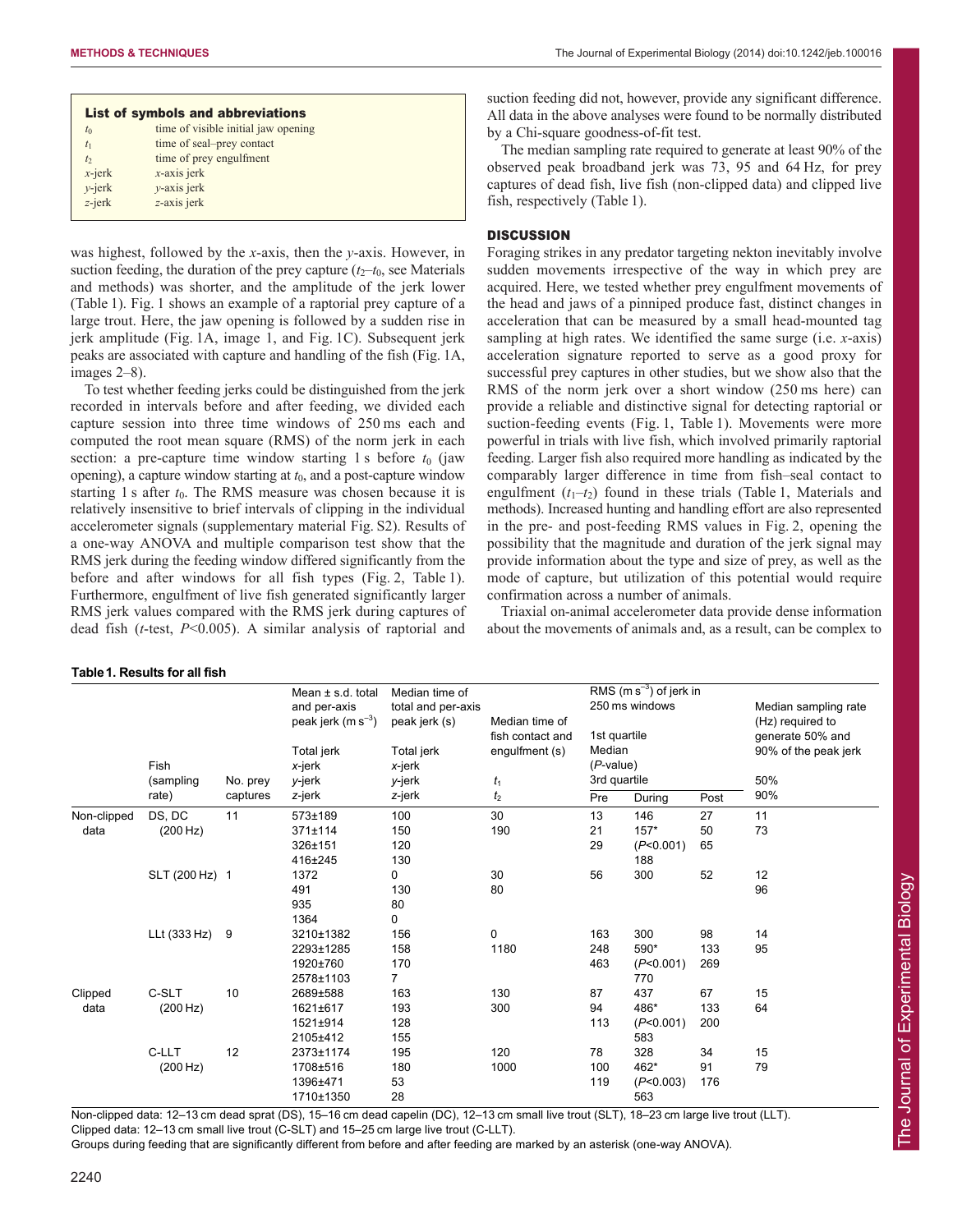**List of symbols and abbreviations**

| | |
|---|---|
| $t_0$ | time of visible initial jaw opening |
| $t_1$ | time of seal–prey contact |
| $t_2$ | time of prey engulfment |
| *x*-jerk | *x*-axis jerk |
| *y*-jerk | *y*-axis jerk |
| *z*-jerk | *z*-axis jerk |

was highest, followed by the *x*-axis, then the *y*-axis. However, in suction feeding, the duration of the prey capture ($t_2$–$t_0$, see Materials and methods) was shorter, and the amplitude of the jerk lower (Table 1). Fig. 1 shows an example of a raptorial prey capture of a large trout. Here, the jaw opening is followed by a sudden rise in jerk amplitude (Fig. 1A, image 1, and Fig. 1C). Subsequent jerk peaks are associated with capture and handling of the fish (Fig. 1A, images 2–8).

To test whether feeding jerks could be distinguished from the jerk recorded in intervals before and after feeding, we divided each capture session into three time windows of 250 ms each and computed the root mean square (RMS) of the norm jerk in each section: a pre-capture time window starting 1 s before $t_0$ (jaw opening), a capture window starting at $t_0$, and a post-capture window starting 1 s after $t_0$. The RMS measure was chosen because it is relatively insensitive to brief intervals of clipping in the individual accelerometer signals (supplementary material Fig. S2). Results of a one-way ANOVA and multiple comparison test show that the RMS jerk during the feeding window differed significantly from the before and after windows for all fish types (Fig. 2, Table 1). Furthermore, engulfment of live fish generated significantly larger RMS jerk values compared with the RMS jerk during captures of dead fish (*t*-test, $P$<0.005). A similar analysis of raptorial and suction feeding did not, however, provide any significant difference. All data in the above analyses were found to be normally distributed by a Chi-square goodness-of-fit test.

The median sampling rate required to generate at least 90% of the observed peak broadband jerk was 73, 95 and 64 Hz, for prey captures of dead fish, live fish (non-clipped data) and clipped live fish, respectively (Table 1).

## DISCUSSION

Foraging strikes in any predator targeting nekton inevitably involve sudden movements irrespective of the way in which prey are acquired. Here, we tested whether prey engulfment movements of the head and jaws of a pinniped produce fast, distinct changes in acceleration that can be measured by a small head-mounted tag sampling at high rates. We identified the same surge (i.e. *x*-axis) acceleration signature reported to serve as a good proxy for successful prey captures in other studies, but we show also that the RMS of the norm jerk over a short window (250 ms here) can provide a reliable and distinctive signal for detecting raptorial or suction-feeding events (Fig. 1, Table 1). Movements were more powerful in trials with live fish, which involved primarily raptorial feeding. Larger fish also required more handling as indicated by the comparably larger difference in time from fish–seal contact to engulfment ($t_1$–$t_2$) found in these trials (Table 1, Materials and methods). Increased hunting and handling effort are also represented in the pre- and post-feeding RMS values in Fig. 2, opening the possibility that the magnitude and duration of the jerk signal may provide information about the type and size of prey, as well as the mode of capture, but utilization of this potential would require confirmation across a number of animals.

Triaxial on-animal accelerometer data provide dense information about the movements of animals and, as a result, can be complex to

**Table 1. Results for all fish**

| | Fish (sampling rate) | No. prey captures | Mean ± s.d. total and per-axis peak jerk (m s$^{-3}$): Total jerk / x-jerk / y-jerk / z-jerk | Median time of total and per-axis peak jerk (s): Total jerk / x-jerk / y-jerk / z-jerk | Median time of fish contact and engulfment (s): $t_1$ / $t_2$ | RMS (m s$^{-3}$) of jerk in 250 ms windows (1st quartile / Median (P-value) / 3rd quartile): Pre | During | Post | Median sampling rate (Hz) required to generate 50% and 90% of the peak jerk: 50% / 90% |
|---|---|---|---|---|---|---|---|---|---|
| Non-clipped data | DS, DC (200 Hz) | 11 | 573±189<br>371±114<br>326±151<br>416±245 | 100<br>150<br>120<br>130 | 30<br>190 | 13<br>21<br>29 | 146<br>157*<br>($P$<0.001)<br>188 | 27<br>50<br>65 | 11<br>73 |
| | SLT (200 Hz) | 1 | 1372<br>491<br>935<br>1364 | 0<br>130<br>80<br>0 | 30<br>80 | 56 | 300 | 52 | 12<br>96 |
| | LLt (333 Hz) | 9 | 3210±1382<br>2293±1285<br>1920±760<br>2578±1103 | 156<br>158<br>170<br>7 | 0<br>1180 | 163<br>248<br>463 | 300<br>590*<br>($P$<0.001)<br>770 | 98<br>133<br>269 | 14<br>95 |
| Clipped data | C-SLT (200 Hz) | 10 | 2689±588<br>1621±617<br>1521±914<br>2105±412 | 163<br>193<br>128<br>155 | 130<br>300 | 87<br>94<br>113 | 437<br>486*<br>($P$<0.001)<br>583 | 67<br>133<br>200 | 15<br>64 |
| | C-LLT (200 Hz) | 12 | 2373±1174<br>1708±516<br>1396±471<br>1710±1350 | 195<br>180<br>53<br>28 | 120<br>1000 | 78<br>100<br>119 | 328<br>462*<br>($P$<0.003)<br>563 | 34<br>91<br>176 | 15<br>79 |

Non-clipped data: 12–13 cm dead sprat (DS), 15–16 cm dead capelin (DC), 12–13 cm small live trout (SLT), 18–23 cm large live trout (LLT).
Clipped data: 12–13 cm small live trout (C-SLT) and 15–25 cm large live trout (C-LLT).
Groups during feeding that are significantly different from before and after feeding are marked by an asterisk (one-way ANOVA).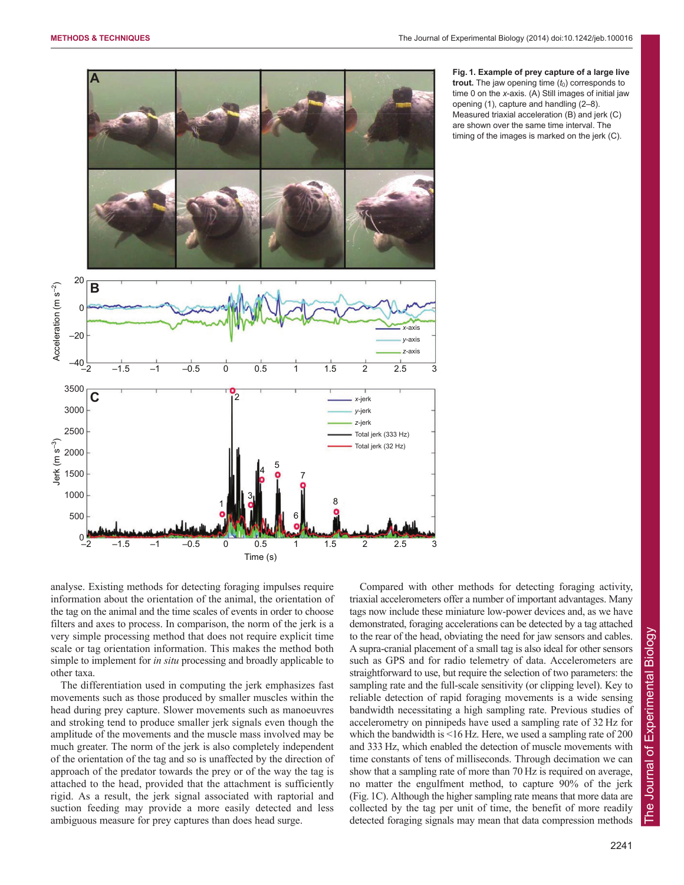**Fig. 1. Example of prey capture of a large live trout.** The jaw opening time ($t_0$) corresponds to time 0 on the *x*-axis. (A) Still images of initial jaw opening (1), capture and handling (2–8). Measured triaxial acceleration (B) and jerk (C) are shown over the same time interval. The timing of the images is marked on the jerk (C).

analyse. Existing methods for detecting foraging impulses require information about the orientation of the animal, the orientation of the tag on the animal and the time scales of events in order to choose filters and axes to process. In comparison, the norm of the jerk is a very simple processing method that does not require explicit time scale or tag orientation information. This makes the method both simple to implement for *in situ* processing and broadly applicable to other taxa.

The differentiation used in computing the jerk emphasizes fast movements such as those produced by smaller muscles within the head during prey capture. Slower movements such as manoeuvres and stroking tend to produce smaller jerk signals even though the amplitude of the movements and the muscle mass involved may be much greater. The norm of the jerk is also completely independent of the orientation of the tag and so is unaffected by the direction of approach of the predator towards the prey or of the way the tag is attached to the head, provided that the attachment is sufficiently rigid. As a result, the jerk signal associated with raptorial and suction feeding may provide a more easily detected and less ambiguous measure for prey captures than does head surge.

Compared with other methods for detecting foraging activity, triaxial accelerometers offer a number of important advantages. Many tags now include these miniature low-power devices and, as we have demonstrated, foraging accelerations can be detected by a tag attached to the rear of the head, obviating the need for jaw sensors and cables. A supra-cranial placement of a small tag is also ideal for other sensors such as GPS and for radio telemetry of data. Accelerometers are straightforward to use, but require the selection of two parameters: the sampling rate and the full-scale sensitivity (or clipping level). Key to reliable detection of rapid foraging movements is a wide sensing bandwidth necessitating a high sampling rate. Previous studies of accelerometry on pinnipeds have used a sampling rate of 32 Hz for which the bandwidth is <16 Hz. Here, we used a sampling rate of 200 and 333 Hz, which enabled the detection of muscle movements with time constants of tens of milliseconds. Through decimation we can show that a sampling rate of more than 70 Hz is required on average, no matter the engulfment method, to capture 90% of the jerk (Fig. 1C). Although the higher sampling rate means that more data are collected by the tag per unit of time, the benefit of more readily detected foraging signals may mean that data compression methods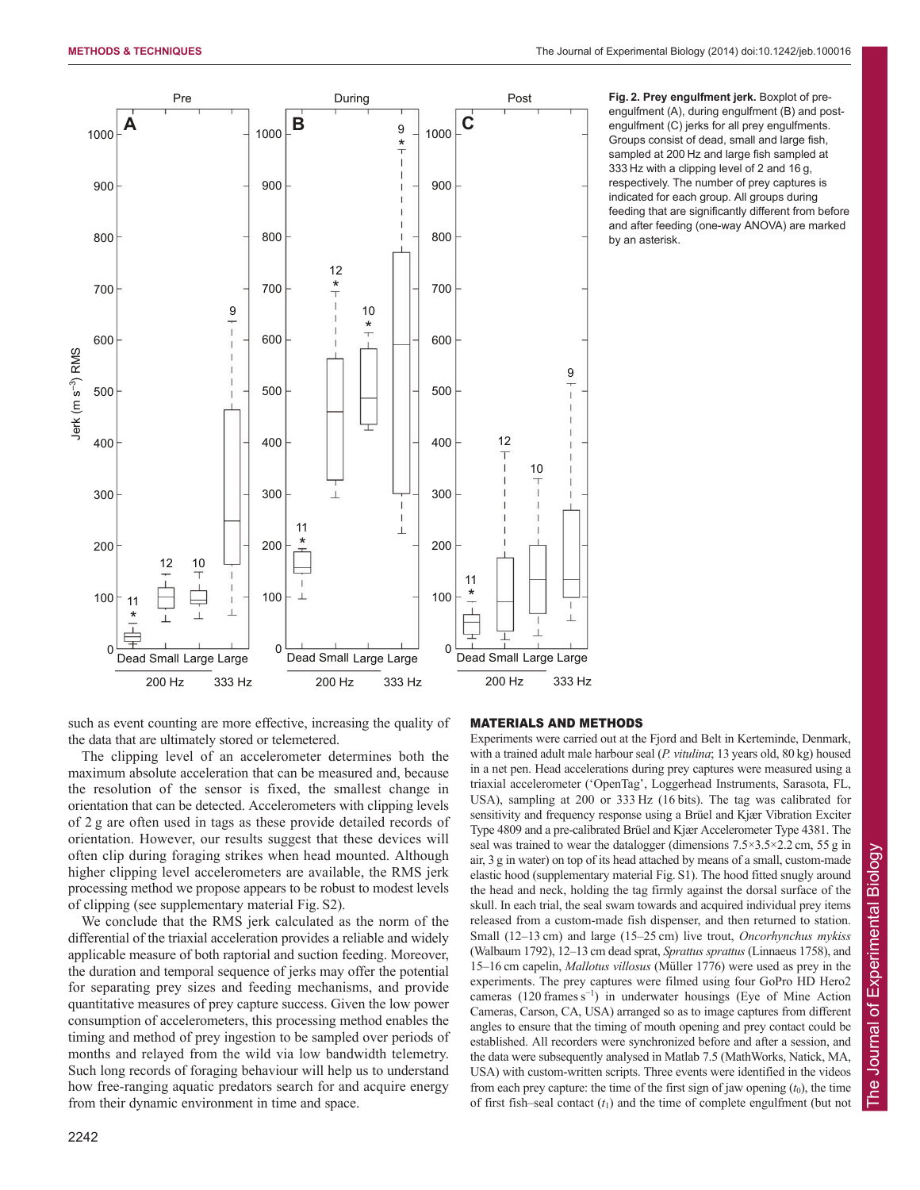**Fig. 2. Prey engulfment jerk.** Boxplot of pre-engulfment (A), during engulfment (B) and post-engulfment (C) jerks for all prey engulfments. Groups consist of dead, small and large fish, sampled at 200 Hz and large fish sampled at 333 Hz with a clipping level of 2 and 16 g, respectively. The number of prey captures is indicated for each group. All groups during feeding that are significantly different from before and after feeding (one-way ANOVA) are marked by an asterisk.

such as event counting are more effective, increasing the quality of the data that are ultimately stored or telemetered.

The clipping level of an accelerometer determines both the maximum absolute acceleration that can be measured and, because the resolution of the sensor is fixed, the smallest change in orientation that can be detected. Accelerometers with clipping levels of 2 g are often used in tags as these provide detailed records of orientation. However, our results suggest that these devices will often clip during foraging strikes when head mounted. Although higher clipping level accelerometers are available, the RMS jerk processing method we propose appears to be robust to modest levels of clipping (see supplementary material Fig. S2).

We conclude that the RMS jerk calculated as the norm of the differential of the triaxial acceleration provides a reliable and widely applicable measure of both raptorial and suction feeding. Moreover, the duration and temporal sequence of jerks may offer the potential for separating prey sizes and feeding mechanisms, and provide quantitative measures of prey capture success. Given the low power consumption of accelerometers, this processing method enables the timing and method of prey ingestion to be sampled over periods of months and relayed from the wild via low bandwidth telemetry. Such long records of foraging behaviour will help us to understand how free-ranging aquatic predators search for and acquire energy from their dynamic environment in time and space.

## MATERIALS AND METHODS

Experiments were carried out at the Fjord and Belt in Kerteminde, Denmark, with a trained adult male harbour seal (*P. vitulina*; 13 years old, 80 kg) housed in a net pen. Head accelerations during prey captures were measured using a triaxial accelerometer ('OpenTag', Loggerhead Instruments, Sarasota, FL, USA), sampling at 200 or 333 Hz (16 bits). The tag was calibrated for sensitivity and frequency response using a Brüel and Kjær Vibration Exciter Type 4809 and a pre-calibrated Brüel and Kjær Accelerometer Type 4381. The seal was trained to wear the datalogger (dimensions 7.5×3.5×2.2 cm, 55 g in air, 3 g in water) on top of its head attached by means of a small, custom-made elastic hood (supplementary material Fig. S1). The hood fitted snugly around the head and neck, holding the tag firmly against the dorsal surface of the skull. In each trial, the seal swam towards and acquired individual prey items released from a custom-made fish dispenser, and then returned to station. Small (12–13 cm) and large (15–25 cm) live trout, *Oncorhynchus mykiss* (Walbaum 1792), 12–13 cm dead sprat, *Sprattus sprattus* (Linnaeus 1758), and 15–16 cm capelin, *Mallotus villosus* (Müller 1776) were used as prey in the experiments. The prey captures were filmed using four GoPro HD Hero2 cameras (120 frames $s^{-1}$) in underwater housings (Eye of Mine Action Cameras, Carson, CA, USA) arranged so as to image captures from different angles to ensure that the timing of mouth opening and prey contact could be established. All recorders were synchronized before and after a session, and the data were subsequently analysed in Matlab 7.5 (MathWorks, Natick, MA, USA) with custom-written scripts. Three events were identified in the videos from each prey capture: the time of the first sign of jaw opening ($t_0$), the time of first fish–seal contact ($t_1$) and the time of complete engulfment (but not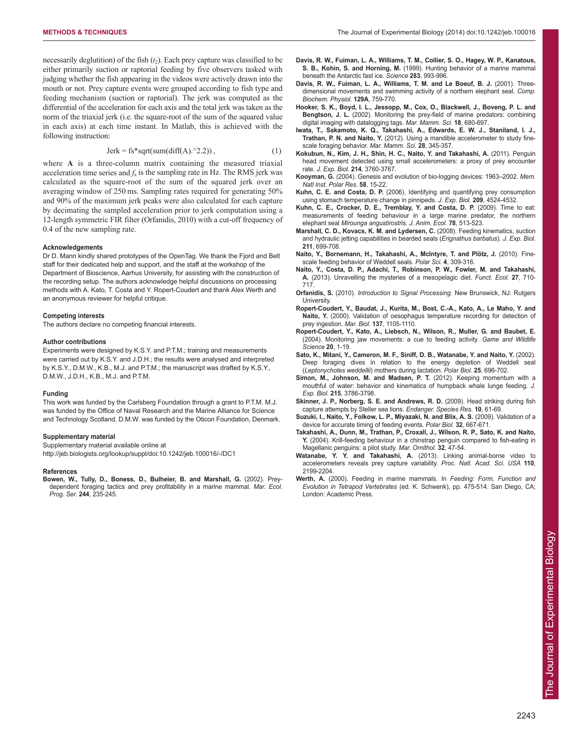necessarily deglutition) of the fish ($t_2$). Each prey capture was classified to be either primarily suction or raptorial feeding by five observers tasked with judging whether the fish appearing in the videos were actively drawn into the mouth or not. Prey capture events were grouped according to fish type and feeding mechanism (suction or raptorial). The jerk was computed as the differential of the acceleration for each axis and the total jerk was taken as the norm of the triaxial jerk (i.e. the square-root of the sum of the squared value in each axis) at each time instant. In Matlab, this is achieved with the following instruction:

$$\text{Jerk} = \text{fs*sqrt(sum(diff(A).\^{}2.2))}\,, \tag{1}$$

where **A** is a three-column matrix containing the measured triaxial acceleration time series and $f_s$ is the sampling rate in Hz. The RMS jerk was calculated as the square-root of the sum of the squared jerk over an averaging window of 250 ms. Sampling rates required for generating 50% and 90% of the maximum jerk peaks were also calculated for each capture by decimating the sampled acceleration prior to jerk computation using a 12-length symmetric FIR filter (Orfanidis, 2010) with a cut-off frequency of 0.4 of the new sampling rate.

#### Acknowledgements

Dr D. Mann kindly shared prototypes of the OpenTag. We thank the Fjord and Belt staff for their dedicated help and support, and the staff at the workshop of the Department of Bioscience, Aarhus University, for assisting with the construction of the recording setup. The authors acknowledge helpful discussions on processing methods with A. Kato, T. Costa and Y. Ropert-Coudert and thank Alex Werth and an anonymous reviewer for helpful critique.

#### Competing interests

The authors declare no competing financial interests.

#### Author contributions

Experiments were designed by K.S.Y. and P.T.M.; training and measurements were carried out by K.S.Y. and J.D.H.; the results were analysed and interpreted by K.S.Y., D.M.W., K.B., M.J. and P.T.M.; the manuscript was drafted by K.S.Y., D.M.W., J.D.H., K.B., M.J. and P.T.M.

#### Funding

This work was funded by the Carlsberg Foundation through a grant to P.T.M. M.J. was funded by the Office of Naval Research and the Marine Alliance for Science and Technology Scotland. D.M.W. was funded by the Oticon Foundation, Denmark.

#### Supplementary material

Supplementary material available online at http://jeb.biologists.org/lookup/suppl/doi:10.1242/jeb.100016/-/DC1

#### References

**Bowen, W., Tully, D., Boness, D., Bulheier, B. and Marshall, G.** (2002). Prey-dependent foraging tactics and prey profitability in a marine mammal. *Mar. Ecol. Prog. Ser.* **244**, 235-245.

**Davis, R. W., Fuiman, L. A., Williams, T. M., Collier, S. O., Hagey, W. P., Kanatous, S. B., Kohin, S. and Horning, M.** (1999). Hunting behavior of a marine mammal beneath the Antarctic fast ice. *Science* **283**, 993-996.

**Davis, R. W., Fuiman, L. A., Williams, T. M. and Le Boeuf, B. J.** (2001). Three-dimensional movements and swimming activity of a northern elephant seal. *Comp. Biochem. Physiol.* **129A**, 759-770.

**Hooker, S. K., Boyd, I. L., Jessopp, M., Cox, O., Blackwell, J., Boveng, P. L. and Bengtson, J. L.** (2002). Monitoring the prey-field of marine predators: combining digital imaging with datalogging tags. *Mar. Mamm. Sci.* **18**, 680-697.

**Iwata, T., Sakamoto, K. Q., Takahashi, A., Edwards, E. W. J., Staniland, I. J., Trathan, P. N. and Naito, Y.** (2012). Using a mandible accelerometer to study fine-scale foraging behavior. *Mar. Mamm. Sci.* **28**, 345-357.

**Kokubun, N., Kim, J. H., Shin, H. C., Naito, Y. and Takahashi, A.** (2011). Penguin head movement detected using small accelerometers: a proxy of prey encounter rate. *J. Exp. Biol.* **214**, 3760-3767.

**Kooyman, G.** (2004). Genesis and evolution of bio-logging devices: 1963–2002. *Mem. Natl Inst. Polar Res.* **58**, 15-22.

**Kuhn, C. E. and Costa, D. P.** (2006). Identifying and quantifying prey consumption using stomach temperature change in pinnipeds. *J. Exp. Biol.* **209**, 4524-4532.

**Kuhn, C. E., Crocker, D. E., Tremblay, Y. and Costa, D. P.** (2009). Time to eat: measurements of feeding behaviour in a large marine predator, the northern elephant seal *Mirounga angustirostris*. *J. Anim. Ecol.* **78**, 513-523.

**Marshall, C. D., Kovacs, K. M. and Lydersen, C.** (2008). Feeding kinematics, suction and hydraulic jetting capabilities in bearded seals (*Erignathus barbatus*). *J. Exp. Biol.* **211**, 699-708.

**Naito, Y., Bornemann, H., Takahashi, A., McIntyre, T. and Plötz, J.** (2010). Fine-scale feeding behavior of Weddell seals. *Polar Sci.* **4**, 309-316.

**Naito, Y., Costa, D. P., Adachi, T., Robinson, P. W., Fowler, M. and Takahashi, A.** (2013). Unravelling the mysteries of a mesopelagic diet. *Funct. Ecol.* **27**, 710-717.

**Orfanidis, S.** (2010). *Introduction to Signal Processing*. New Brunswick, NJ: Rutgers University.

**Ropert-Coudert, Y., Baudat, J., Kurita, M., Bost, C.-A., Kato, A., Le Maho, Y. and Naito, Y.** (2000). Validation of oesophagus temperature recording for detection of prey ingestion. *Mar. Biol.* **137**, 1105-1110.

**Ropert-Coudert, Y., Kato, A., Liebsch, N., Wilson, R., Muller, G. and Baubet, E.** (2004). Monitoring jaw movements: a cue to feeding activity. *Game and Wildlife Science* **20**, 1-19.

**Sato, K., Mitani, Y., Cameron, M. F., Siniff, D. B., Watanabe, Y. and Naito, Y.** (2002). Deep foraging dives in relation to the energy depletion of Weddell seal (*Leptonychotes weddellii*) mothers during lactation. *Polar Biol.* **25**, 696-702.

**Simon, M., Johnson, M. and Madsen, P. T.** (2012). Keeping momentum with a mouthful of water: behavior and kinematics of humpback whale lunge feeding. *J. Exp. Biol.* **215**, 3786-3798.

**Skinner, J. P., Norberg, S. E. and Andrews, R. D.** (2009). Head striking during fish capture attempts by Steller sea lions. *Endanger. Species Res.* **10**, 61-69.

**Suzuki, I., Naito, Y., Folkow, L. P., Miyazaki, N. and Blix, A. S.** (2009). Validation of a device for accurate timing of feeding events. *Polar Biol.* **32**, 667-671.

**Takahashi, A., Dunn, M., Trathan, P., Croxall, J., Wilson, R. P., Sato, K. and Naito, Y.** (2004). Krill-feeding behaviour in a chinstrap penguin compared to fish-eating in Magellanic penguins: a pilot study. *Mar. Ornithol.* **32**, 47-54.

**Watanabe, Y. Y. and Takahashi, A.** (2013). Linking animal-borne video to accelerometers reveals prey capture variability. *Proc. Natl. Acad. Sci. USA* **110**, 2199-2204.

**Werth, A.** (2000). Feeding in marine mammals. In *Feeding: Form, Function and Evolution in Tetrapod Vertebrates* (ed. K. Schwenk), pp. 475-514. San Diego, CA; London: Academic Press.